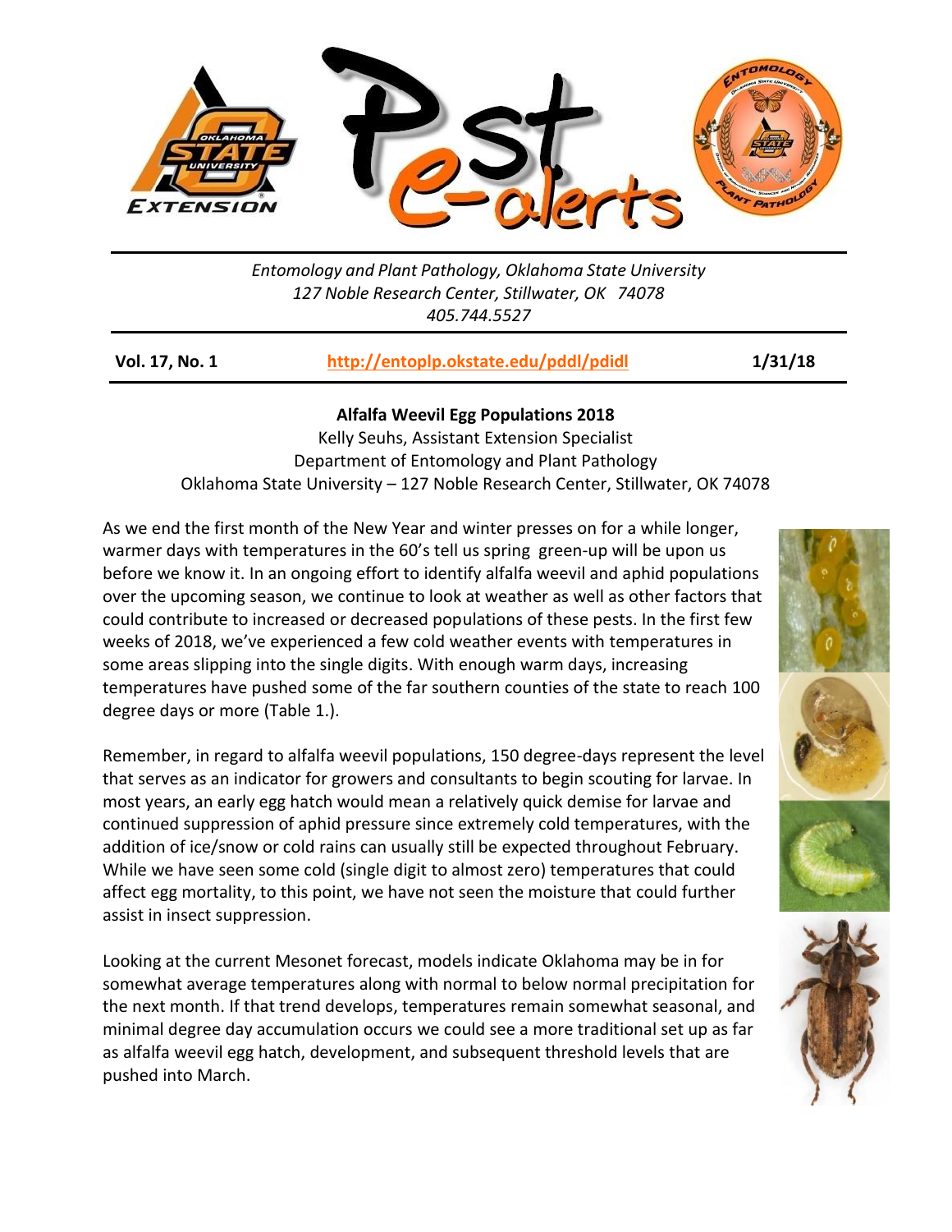Entomology and Plant Pathology, Oklahoma State University
127 Noble Research Center, Stillwater, OK 74078
405.744.5527

**Vol. 17, No. 1** | **http://entoplp.okstate.edu/pddl/pdidl** | **1/31/18**

## Alfalfa Weevil Egg Populations 2018

Kelly Seuhs, Assistant Extension Specialist
Department of Entomology and Plant Pathology
Oklahoma State University – 127 Noble Research Center, Stillwater, OK 74078

As we end the first month of the New Year and winter presses on for a while longer, warmer days with temperatures in the 60's tell us spring green-up will be upon us before we know it. In an ongoing effort to identify alfalfa weevil and aphid populations over the upcoming season, we continue to look at weather as well as other factors that could contribute to increased or decreased populations of these pests. In the first few weeks of 2018, we've experienced a few cold weather events with temperatures in some areas slipping into the single digits. With enough warm days, increasing temperatures have pushed some of the far southern counties of the state to reach 100 degree days or more (Table 1.).

Remember, in regard to alfalfa weevil populations, 150 degree-days represent the level that serves as an indicator for growers and consultants to begin scouting for larvae. In most years, an early egg hatch would mean a relatively quick demise for larvae and continued suppression of aphid pressure since extremely cold temperatures, with the addition of ice/snow or cold rains can usually still be expected throughout February. While we have seen some cold (single digit to almost zero) temperatures that could affect egg mortality, to this point, we have not seen the moisture that could further assist in insect suppression.

Looking at the current Mesonet forecast, models indicate Oklahoma may be in for somewhat average temperatures along with normal to below normal precipitation for the next month. If that trend develops, temperatures remain somewhat seasonal, and minimal degree day accumulation occurs we could see a more traditional set up as far as alfalfa weevil egg hatch, development, and subsequent threshold levels that are pushed into March.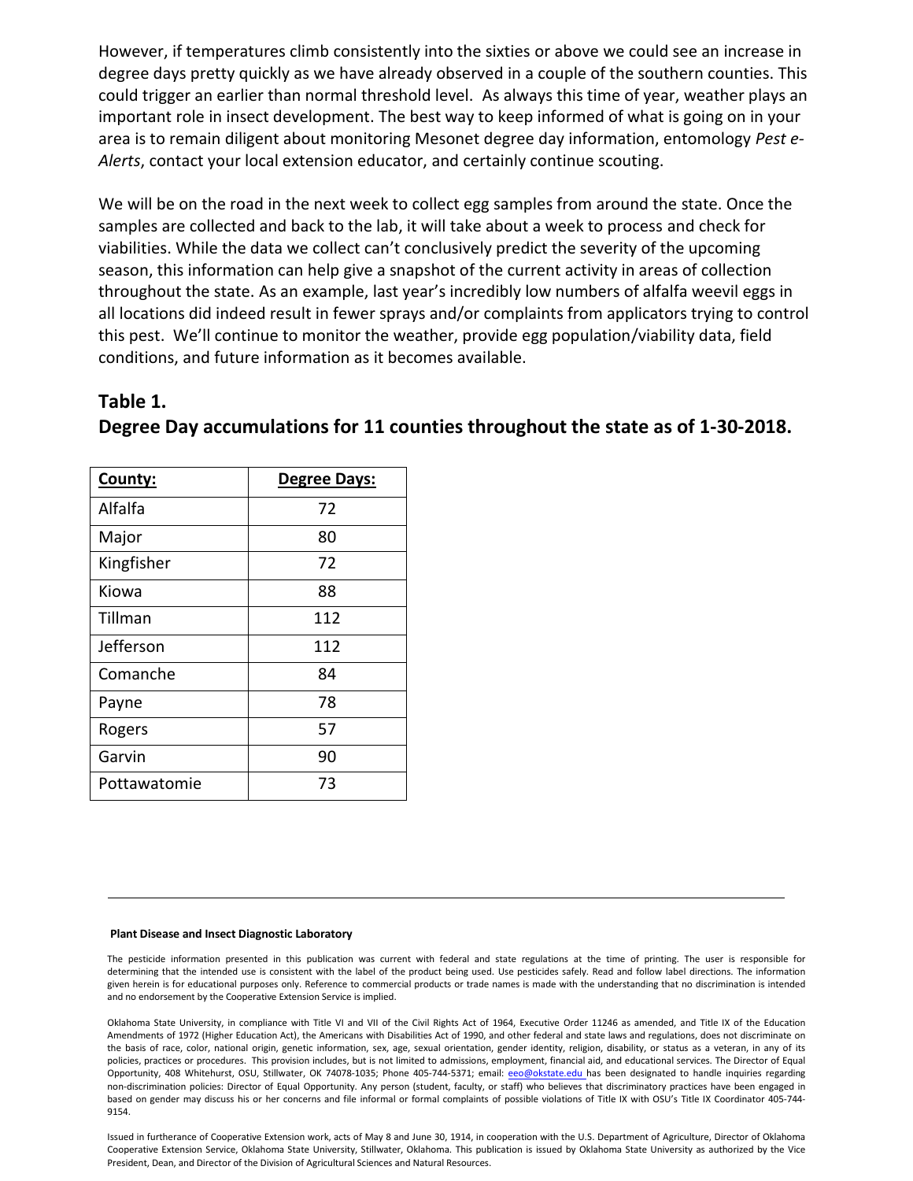However, if temperatures climb consistently into the sixties or above we could see an increase in degree days pretty quickly as we have already observed in a couple of the southern counties. This could trigger an earlier than normal threshold level. As always this time of year, weather plays an important role in insect development. The best way to keep informed of what is going on in your area is to remain diligent about monitoring Mesonet degree day information, entomology *Pest e-Alerts*, contact your local extension educator, and certainly continue scouting.

We will be on the road in the next week to collect egg samples from around the state. Once the samples are collected and back to the lab, it will take about a week to process and check for viabilities. While the data we collect can't conclusively predict the severity of the upcoming season, this information can help give a snapshot of the current activity in areas of collection throughout the state. As an example, last year's incredibly low numbers of alfalfa weevil eggs in all locations did indeed result in fewer sprays and/or complaints from applicators trying to control this pest. We'll continue to monitor the weather, provide egg population/viability data, field conditions, and future information as it becomes available.

## Table 1.
## Degree Day accumulations for 11 counties throughout the state as of 1-30-2018.

| County: | Degree Days: |
|---|---|
| Alfalfa | 72 |
| Major | 80 |
| Kingfisher | 72 |
| Kiowa | 88 |
| Tillman | 112 |
| Jefferson | 112 |
| Comanche | 84 |
| Payne | 78 |
| Rogers | 57 |
| Garvin | 90 |
| Pottawatomie | 73 |

---

**Plant Disease and Insect Diagnostic Laboratory**

The pesticide information presented in this publication was current with federal and state regulations at the time of printing. The user is responsible for determining that the intended use is consistent with the label of the product being used. Use pesticides safely. Read and follow label directions. The information given herein is for educational purposes only. Reference to commercial products or trade names is made with the understanding that no discrimination is intended and no endorsement by the Cooperative Extension Service is implied.

Oklahoma State University, in compliance with Title VI and VII of the Civil Rights Act of 1964, Executive Order 11246 as amended, and Title IX of the Education Amendments of 1972 (Higher Education Act), the Americans with Disabilities Act of 1990, and other federal and state laws and regulations, does not discriminate on the basis of race, color, national origin, genetic information, sex, age, sexual orientation, gender identity, religion, disability, or status as a veteran, in any of its policies, practices or procedures. This provision includes, but is not limited to admissions, employment, financial aid, and educational services. The Director of Equal Opportunity, 408 Whitehurst, OSU, Stillwater, OK 74078-1035; Phone 405-744-5371; email: eeo@okstate.edu has been designated to handle inquiries regarding non-discrimination policies: Director of Equal Opportunity. Any person (student, faculty, or staff) who believes that discriminatory practices have been engaged in based on gender may discuss his or her concerns and file informal or formal complaints of possible violations of Title IX with OSU's Title IX Coordinator 405-744-9154.

Issued in furtherance of Cooperative Extension work, acts of May 8 and June 30, 1914, in cooperation with the U.S. Department of Agriculture, Director of Oklahoma Cooperative Extension Service, Oklahoma State University, Stillwater, Oklahoma. This publication is issued by Oklahoma State University as authorized by the Vice President, Dean, and Director of the Division of Agricultural Sciences and Natural Resources.